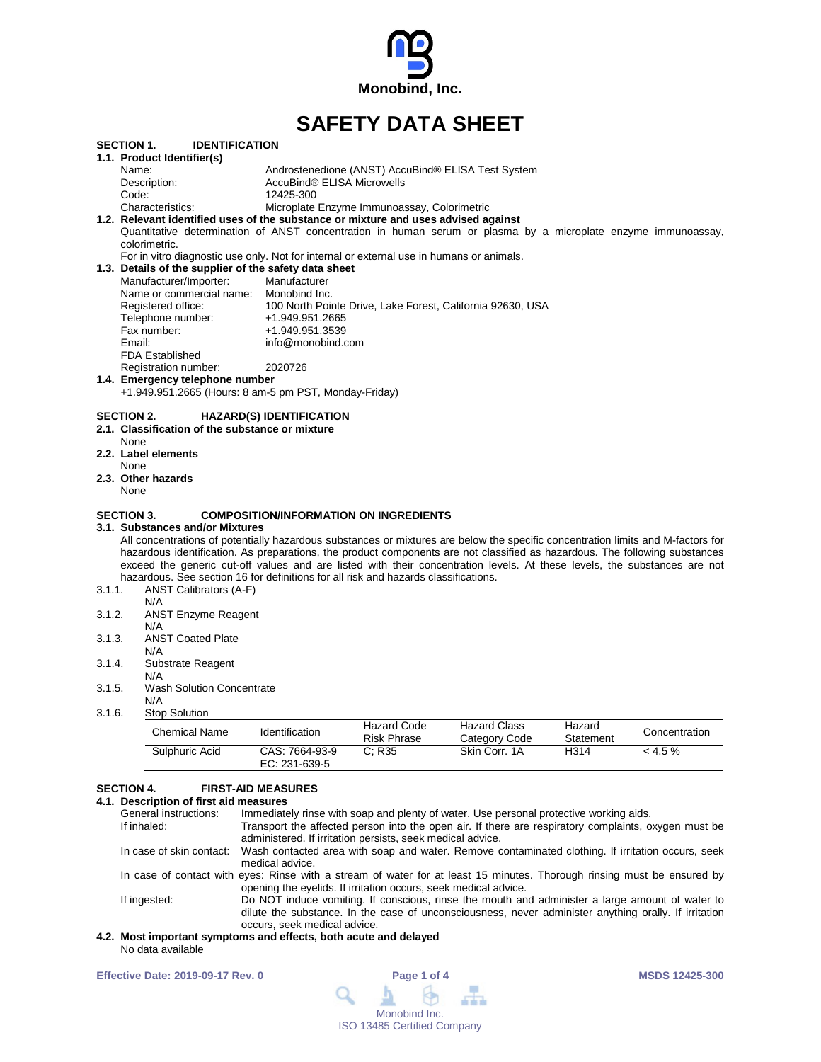Monobind, Inc.

# SAFETY DATA SHEET

## SECTION 1. IDENTIFICATION

### 1.1. Product Identifier(s)

Name: Androstenedione (ANST) AccuBind® ELISA Test System
Description: AccuBind® ELISA Microwells
Code: 12425-300
Characteristics: Microplate Enzyme Immunoassay, Colorimetric

### 1.2. Relevant identified uses of the substance or mixture and uses advised against

Quantitative determination of ANST concentration in human serum or plasma by a microplate enzyme immunoassay, colorimetric.

For in vitro diagnostic use only. Not for internal or external use in humans or animals.

### 1.3. Details of the supplier of the safety data sheet

Manufacturer/Importer: Manufacturer
Name or commercial name: Monobind Inc.
Registered office: 100 North Pointe Drive, Lake Forest, California 92630, USA
Telephone number: +1.949.951.2665
Fax number: +1.949.951.3539
Email: info@monobind.com
FDA Established Registration number: 2020726

### 1.4. Emergency telephone number

+1.949.951.2665 (Hours: 8 am-5 pm PST, Monday-Friday)

## SECTION 2. HAZARD(S) IDENTIFICATION

### 2.1. Classification of the substance or mixture

None

### 2.2. Label elements

None

### 2.3. Other hazards

None

## SECTION 3. COMPOSITION/INFORMATION ON INGREDIENTS

### 3.1. Substances and/or Mixtures

All concentrations of potentially hazardous substances or mixtures are below the specific concentration limits and M-factors for hazardous identification. As preparations, the product components are not classified as hazardous. The following substances exceed the generic cut-off values and are listed with their concentration levels. At these levels, the substances are not hazardous. See section 16 for definitions for all risk and hazards classifications.

3.1.1. ANST Calibrators (A-F)
N/A

3.1.2. ANST Enzyme Reagent
N/A

3.1.3. ANST Coated Plate
N/A

3.1.4. Substrate Reagent
N/A

3.1.5. Wash Solution Concentrate
N/A

3.1.6. Stop Solution

| Chemical Name | Identification | Hazard Code Risk Phrase | Hazard Class Category Code | Hazard Statement | Concentration |
|---|---|---|---|---|---|
| Sulphuric Acid | CAS: 7664-93-9 EC: 231-639-5 | C; R35 | Skin Corr. 1A | H314 | < 4.5 % |

## SECTION 4. FIRST-AID MEASURES

### 4.1. Description of first aid measures

General instructions: Immediately rinse with soap and plenty of water. Use personal protective working aids.

If inhaled: Transport the affected person into the open air. If there are respiratory complaints, oxygen must be administered. If irritation persists, seek medical advice.

In case of skin contact: Wash contacted area with soap and water. Remove contaminated clothing. If irritation occurs, seek medical advice.

In case of contact with eyes: Rinse with a stream of water for at least 15 minutes. Thorough rinsing must be ensured by opening the eyelids. If irritation occurs, seek medical advice.

If ingested: Do NOT induce vomiting. If conscious, rinse the mouth and administer a large amount of water to dilute the substance. In the case of unconsciousness, never administer anything orally. If irritation occurs, seek medical advice.

### 4.2. Most important symptoms and effects, both acute and delayed

No data available

Effective Date: 2019-09-17 Rev. 0 MSDS 12425-300

Monobind Inc.
ISO 13485 Certified Company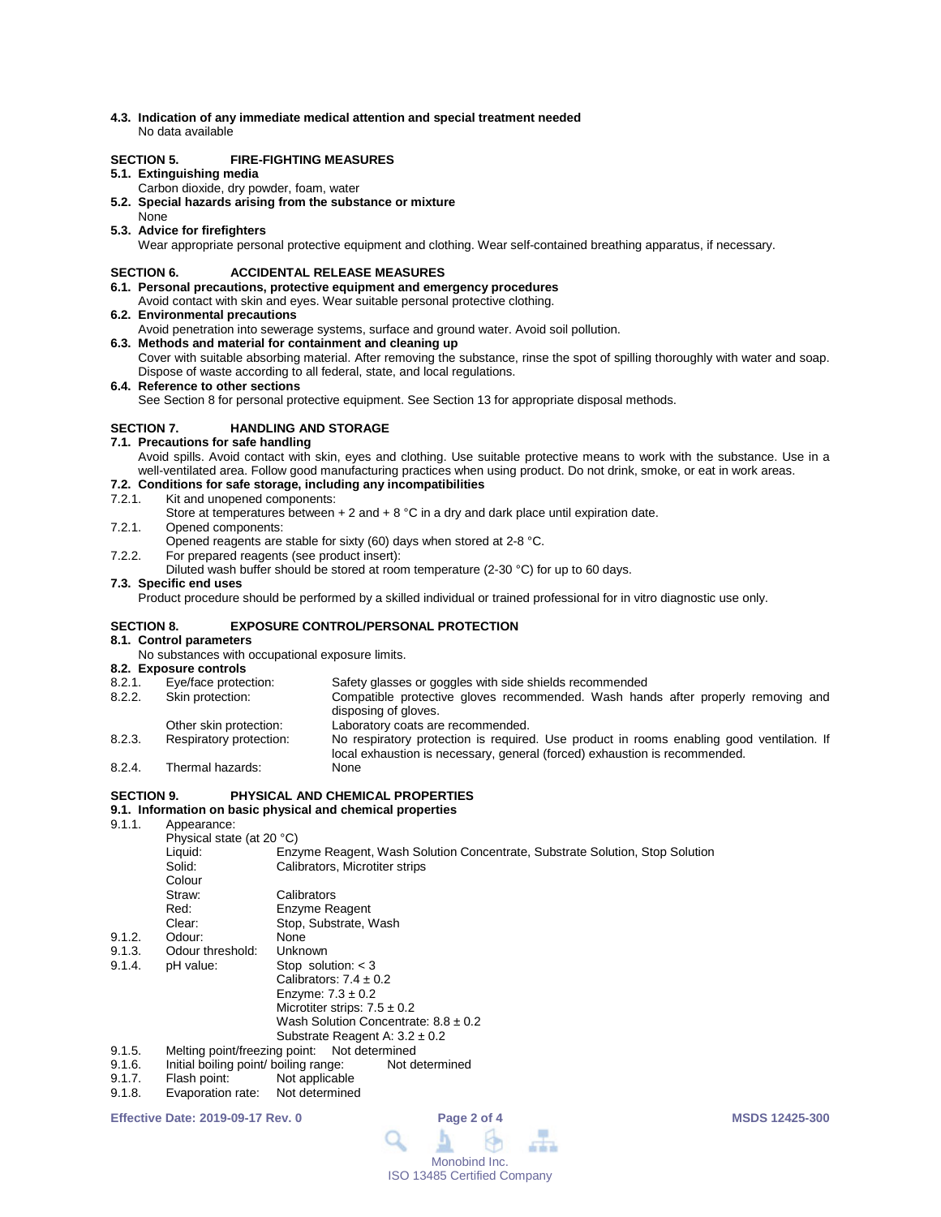**4.3. Indication of any immediate medical attention and special treatment needed**
No data available

## SECTION 5. FIRE-FIGHTING MEASURES

**5.1. Extinguishing media**
Carbon dioxide, dry powder, foam, water

**5.2. Special hazards arising from the substance or mixture**
None

**5.3. Advice for firefighters**
Wear appropriate personal protective equipment and clothing. Wear self-contained breathing apparatus, if necessary.

## SECTION 6. ACCIDENTAL RELEASE MEASURES

**6.1. Personal precautions, protective equipment and emergency procedures**
Avoid contact with skin and eyes. Wear suitable personal protective clothing.

**6.2. Environmental precautions**
Avoid penetration into sewerage systems, surface and ground water. Avoid soil pollution.

**6.3. Methods and material for containment and cleaning up**
Cover with suitable absorbing material. After removing the substance, rinse the spot of spilling thoroughly with water and soap. Dispose of waste according to all federal, state, and local regulations.

**6.4. Reference to other sections**
See Section 8 for personal protective equipment. See Section 13 for appropriate disposal methods.

## SECTION 7. HANDLING AND STORAGE

**7.1. Precautions for safe handling**
Avoid spills. Avoid contact with skin, eyes and clothing. Use suitable protective means to work with the substance. Use in a well-ventilated area. Follow good manufacturing practices when using product. Do not drink, smoke, or eat in work areas.

**7.2. Conditions for safe storage, including any incompatibilities**

7.2.1. Kit and unopened components:
Store at temperatures between + 2 and + 8 °C in a dry and dark place until expiration date.

7.2.1. Opened components:
Opened reagents are stable for sixty (60) days when stored at 2-8 °C.

7.2.2. For prepared reagents (see product insert):
Diluted wash buffer should be stored at room temperature (2-30 °C) for up to 60 days.

**7.3. Specific end uses**
Product procedure should be performed by a skilled individual or trained professional for in vitro diagnostic use only.

## SECTION 8. EXPOSURE CONTROL/PERSONAL PROTECTION

**8.1. Control parameters**
No substances with occupational exposure limits.

**8.2. Exposure controls**

| | | |
|---|---|---|
| 8.2.1. | Eye/face protection: | Safety glasses or goggles with side shields recommended |
| 8.2.2. | Skin protection: | Compatible protective gloves recommended. Wash hands after properly removing and disposing of gloves. |
| | Other skin protection: | Laboratory coats are recommended. |
| 8.2.3. | Respiratory protection: | No respiratory protection is required. Use product in rooms enabling good ventilation. If local exhaustion is necessary, general (forced) exhaustion is recommended. |
| 8.2.4. | Thermal hazards: | None |

## SECTION 9. PHYSICAL AND CHEMICAL PROPERTIES

**9.1. Information on basic physical and chemical properties**

9.1.1. Appearance:

Physical state (at 20 °C)

| | |
|---|---|
| Liquid: | Enzyme Reagent, Wash Solution Concentrate, Substrate Solution, Stop Solution |
| Solid: | Calibrators, Microtiter strips |

Colour

| | |
|---|---|
| Straw: | Calibrators |
| Red: | Enzyme Reagent |
| Clear: | Stop, Substrate, Wash |

| | | |
|---|---|---|
| 9.1.2. | Odour: | None |
| 9.1.3. | Odour threshold: | Unknown |
| 9.1.4. | pH value: | Stop solution: < 3<br>Calibrators: 7.4 ± 0.2<br>Enzyme: 7.3 ± 0.2<br>Microtiter strips: 7.5 ± 0.2<br>Wash Solution Concentrate: 8.8 ± 0.2<br>Substrate Reagent A: 3.2 ± 0.2 |
| 9.1.5. | Melting point/freezing point: | Not determined |
| 9.1.6. | Initial boiling point/ boiling range: | Not determined |
| 9.1.7. | Flash point: | Not applicable |
| 9.1.8. | Evaporation rate: | Not determined |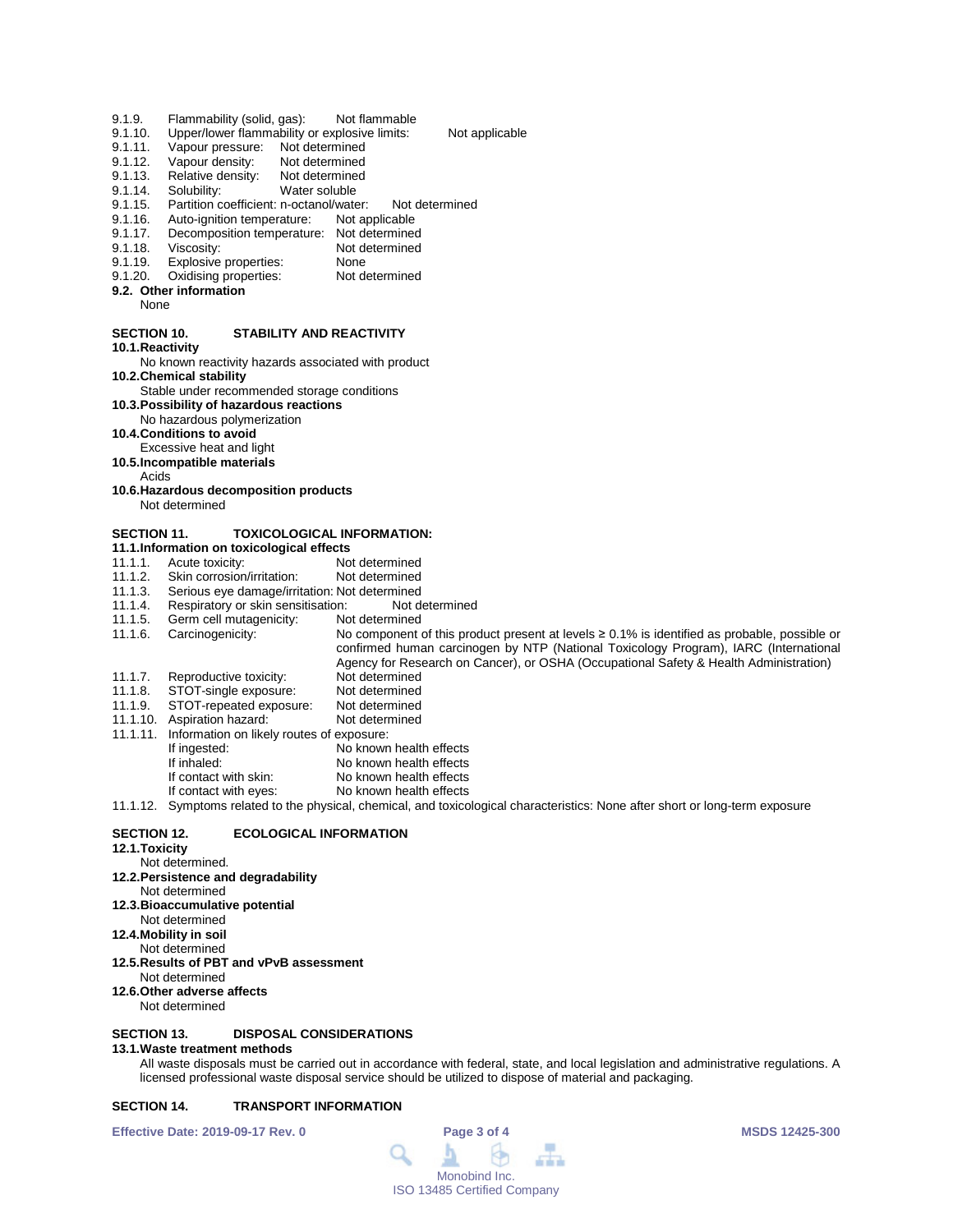9.1.9. Flammability (solid, gas): Not flammable
9.1.10. Upper/lower flammability or explosive limits: Not applicable
9.1.11. Vapour pressure: Not determined
9.1.12. Vapour density: Not determined
9.1.13. Relative density: Not determined
9.1.14. Solubility: Water soluble
9.1.15. Partition coefficient: n-octanol/water: Not determined
9.1.16. Auto-ignition temperature: Not applicable
9.1.17. Decomposition temperature: Not determined
9.1.18. Viscosity: Not determined
9.1.19. Explosive properties: None
9.1.20. Oxidising properties: Not determined

**9.2. Other information**

None

## SECTION 10. STABILITY AND REACTIVITY

**10.1. Reactivity**

No known reactivity hazards associated with product

**10.2. Chemical stability**

Stable under recommended storage conditions

**10.3. Possibility of hazardous reactions**

No hazardous polymerization

**10.4. Conditions to avoid**

Excessive heat and light

**10.5. Incompatible materials**

Acids

**10.6. Hazardous decomposition products**

Not determined

## SECTION 11. TOXICOLOGICAL INFORMATION:

**11.1. Information on toxicological effects**

11.1.1. Acute toxicity: Not determined
11.1.2. Skin corrosion/irritation: Not determined
11.1.3. Serious eye damage/irritation: Not determined
11.1.4. Respiratory or skin sensitisation: Not determined
11.1.5. Germ cell mutagenicity: Not determined
11.1.6. Carcinogenicity: No component of this product present at levels ≥ 0.1% is identified as probable, possible or confirmed human carcinogen by NTP (National Toxicology Program), IARC (International Agency for Research on Cancer), or OSHA (Occupational Safety & Health Administration)
11.1.7. Reproductive toxicity: Not determined
11.1.8. STOT-single exposure: Not determined
11.1.9. STOT-repeated exposure: Not determined
11.1.10. Aspiration hazard: Not determined
11.1.11. Information on likely routes of exposure:

- If ingested: No known health effects
- If inhaled: No known health effects
- If contact with skin: No known health effects
- If contact with eyes: No known health effects

11.1.12. Symptoms related to the physical, chemical, and toxicological characteristics: None after short or long-term exposure

## SECTION 12. ECOLOGICAL INFORMATION

**12.1. Toxicity**

Not determined.

**12.2. Persistence and degradability**

Not determined

**12.3. Bioaccumulative potential**

Not determined

**12.4. Mobility in soil**

Not determined

**12.5. Results of PBT and vPvB assessment**

Not determined

**12.6. Other adverse affects**

Not determined

## SECTION 13. DISPOSAL CONSIDERATIONS

**13.1. Waste treatment methods**

All waste disposals must be carried out in accordance with federal, state, and local legislation and administrative regulations. A licensed professional waste disposal service should be utilized to dispose of material and packaging.

## SECTION 14. TRANSPORT INFORMATION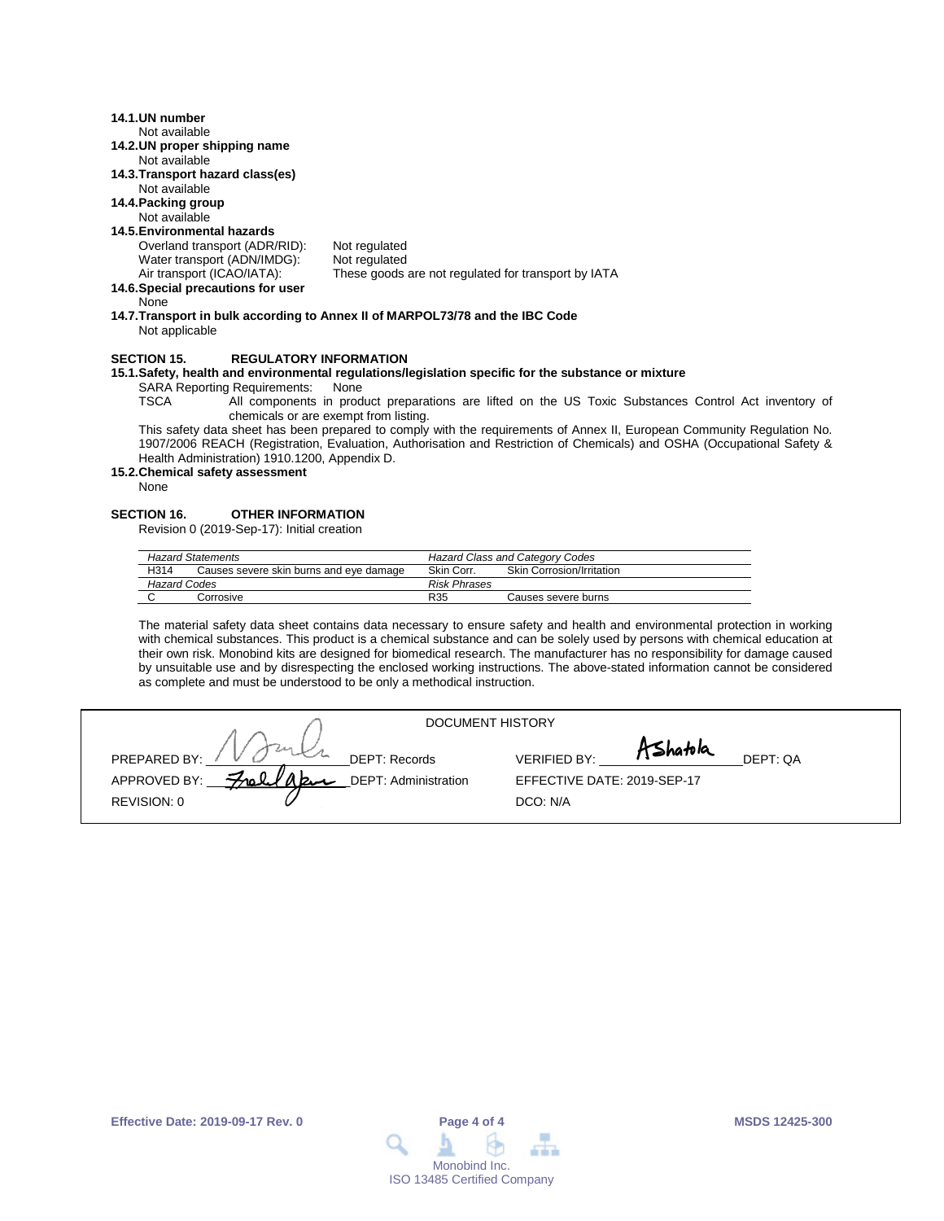**14.1. UN number**

Not available

**14.2. UN proper shipping name**

Not available

**14.3. Transport hazard class(es)**

Not available

**14.4. Packing group**

Not available

**14.5. Environmental hazards**

Overland transport (ADR/RID): Not regulated
Water transport (ADN/IMDG): Not regulated
Air transport (ICAO/IATA): These goods are not regulated for transport by IATA

**14.6. Special precautions for user**

None

**14.7. Transport in bulk according to Annex II of MARPOL73/78 and the IBC Code**

Not applicable

## SECTION 15. REGULATORY INFORMATION

**15.1. Safety, health and environmental regulations/legislation specific for the substance or mixture**

SARA Reporting Requirements: None

TSCA All components in product preparations are lifted on the US Toxic Substances Control Act inventory of chemicals or are exempt from listing.

This safety data sheet has been prepared to comply with the requirements of Annex II, European Community Regulation No. 1907/2006 REACH (Registration, Evaluation, Authorisation and Restriction of Chemicals) and OSHA (Occupational Safety & Health Administration) 1910.1200, Appendix D.

**15.2. Chemical safety assessment**

None

## SECTION 16. OTHER INFORMATION

Revision 0 (2019-Sep-17): Initial creation

| *Hazard Statements* | | *Hazard Class and Category Codes* | |
|---|---|---|---|
| H314 | Causes severe skin burns and eye damage | Skin Corr. | Skin Corrosion/Irritation |
| *Hazard Codes* | | *Risk Phrases* | |
| C | Corrosive | R35 | Causes severe burns |

The material safety data sheet contains data necessary to ensure safety and health and environmental protection in working with chemical substances. This product is a chemical substance and can be solely used by persons with chemical education at their own risk. Monobind kits are designed for biomedical research. The manufacturer has no responsibility for damage caused by unsuitable use and by disrespecting the enclosed working instructions. The above-stated information cannot be considered as complete and must be understood to be only a methodical instruction.

| DOCUMENT HISTORY | | | |
|---|---|---|---|
| PREPARED BY: | DEPT: Records | VERIFIED BY: AShatola | DEPT: QA |
| APPROVED BY: | DEPT: Administration | EFFECTIVE DATE: 2019-SEP-17 | |
| REVISION: 0 | | DCO: N/A | |